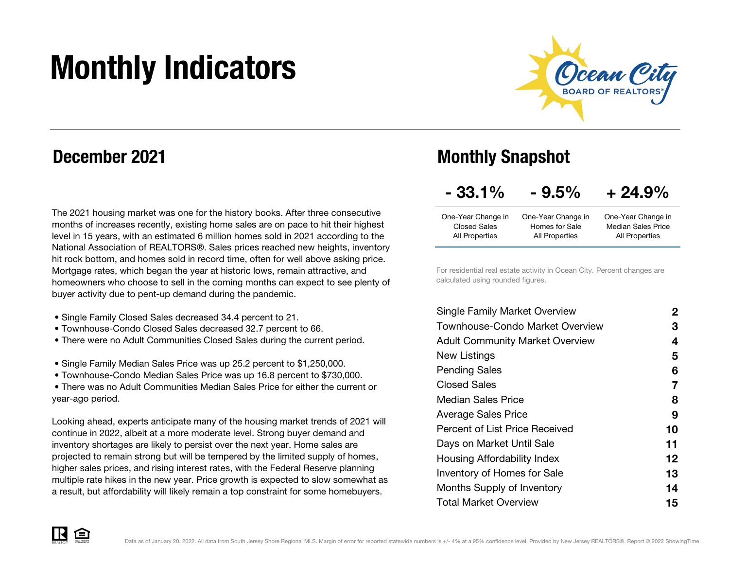# Monthly Indicators

## December 2021

The 2021 housing market was one for the history books. After three consecutive months of increases recently, existing home sales are on pace to hit their highest level in 15 years, with an estimated 6 million homes sold in 2021 according to the National Association of REALTORS®. Sales prices reached new heights, inventory hit rock bottom, and homes sold in record time, often for well above asking price. Mortgage rates, which began the year at historic lows, remain attractive, and homeowners who choose to sell in the coming months can expect to see plenty of buyer activity due to pent-up demand during the pandemic.

- Single Family Closed Sales decreased 34.4 percent to 21.
- Townhouse-Condo Closed Sales decreased 32.7 percent to 66.
- There were no Adult Communities Closed Sales during the current period.

- Single Family Median Sales Price was up 25.2 percent to $1,250,000.
- Townhouse-Condo Median Sales Price was up 16.8 percent to $730,000.
- There was no Adult Communities Median Sales Price for either the current or year-ago period.

Looking ahead, experts anticipate many of the housing market trends of 2021 will continue in 2022, albeit at a more moderate level. Strong buyer demand and inventory shortages are likely to persist over the next year. Home sales are projected to remain strong but will be tempered by the limited supply of homes, higher sales prices, and rising interest rates, with the Federal Reserve planning multiple rate hikes in the new year. Price growth is expected to slow somewhat as a result, but affordability will likely remain a top constraint for some homebuyers.

## Monthly Snapshot

| - 33.1% | - 9.5% | + 24.9% |
|---|---|---|
| One-Year Change in Closed Sales All Properties | One-Year Change in Homes for Sale All Properties | One-Year Change in Median Sales Price All Properties |

For residential real estate activity in Ocean City. Percent changes are calculated using rounded figures.

| | |
|---|---|
| Single Family Market Overview | 2 |
| Townhouse-Condo Market Overview | 3 |
| Adult Community Market Overview | 4 |
| New Listings | 5 |
| Pending Sales | 6 |
| Closed Sales | 7 |
| Median Sales Price | 8 |
| Average Sales Price | 9 |
| Percent of List Price Received | 10 |
| Days on Market Until Sale | 11 |
| Housing Affordability Index | 12 |
| Inventory of Homes for Sale | 13 |
| Months Supply of Inventory | 14 |
| Total Market Overview | 15 |

Data as of January 20, 2022. All data from South Jersey Shore Regional MLS. Margin of error for reported statewide numbers is +/- 4% at a 95% confidence level. Provided by New Jersey REALTORS®. Report © 2022 ShowingTime.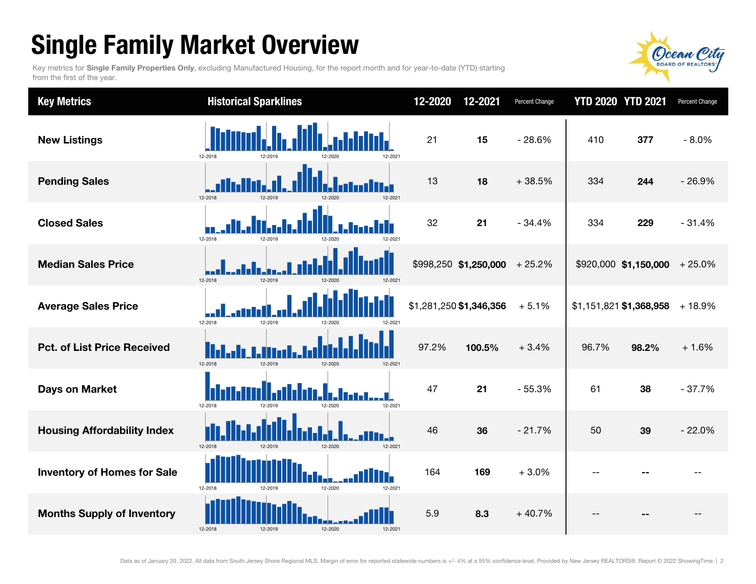# Single Family Market Overview

Key metrics for **Single Family Properties Only**, excluding Manufactured Housing, for the report month and for year-to-date (YTD) starting from the first of the year.

| Key Metrics | Historical Sparklines | 12-2020 | 12-2021 | Percent Change | YTD 2020 | YTD 2021 | Percent Change |
|---|---|---|---|---|---|---|---|
| New Listings | 12-2018 12-2019 12-2020 12-2021 | 21 | **15** | - 28.6% | 410 | **377** | - 8.0% |
| Pending Sales | 12-2018 12-2019 12-2020 12-2021 | 13 | **18** | + 38.5% | 334 | **244** | - 26.9% |
| Closed Sales | 12-2018 12-2019 12-2020 12-2021 | 32 | **21** | - 34.4% | 334 | **229** | - 31.4% |
| Median Sales Price | 12-2018 12-2019 12-2020 12-2021 | $998,250 | **$1,250,000** | + 25.2% | $920,000 | **$1,150,000** | + 25.0% |
| Average Sales Price | 12-2018 12-2019 12-2020 12-2021 | $1,281,250 | **$1,346,356** | + 5.1% | $1,151,821 | **$1,368,958** | + 18.9% |
| Pct. of List Price Received | 12-2018 12-2019 12-2020 12-2021 | 97.2% | **100.5%** | + 3.4% | 96.7% | **98.2%** | + 1.6% |
| Days on Market | 12-2018 12-2019 12-2020 12-2021 | 47 | **21** | - 55.3% | 61 | **38** | - 37.7% |
| Housing Affordability Index | 12-2018 12-2019 12-2020 12-2021 | 46 | **36** | - 21.7% | 50 | **39** | - 22.0% |
| Inventory of Homes for Sale | 12-2018 12-2019 12-2020 12-2021 | 164 | **169** | + 3.0% | -- | **--** | -- |
| Months Supply of Inventory | 12-2018 12-2019 12-2020 12-2021 | 5.9 | **8.3** | + 40.7% | -- | **--** | -- |

Data as of January 20, 2022. All data from South Jersey Shore Regional MLS. Margin of error for reported statewide numbers is +/- 4% at a 95% confidence level. Provided by New Jersey REALTORS®. Report © 2022 ShowingTime.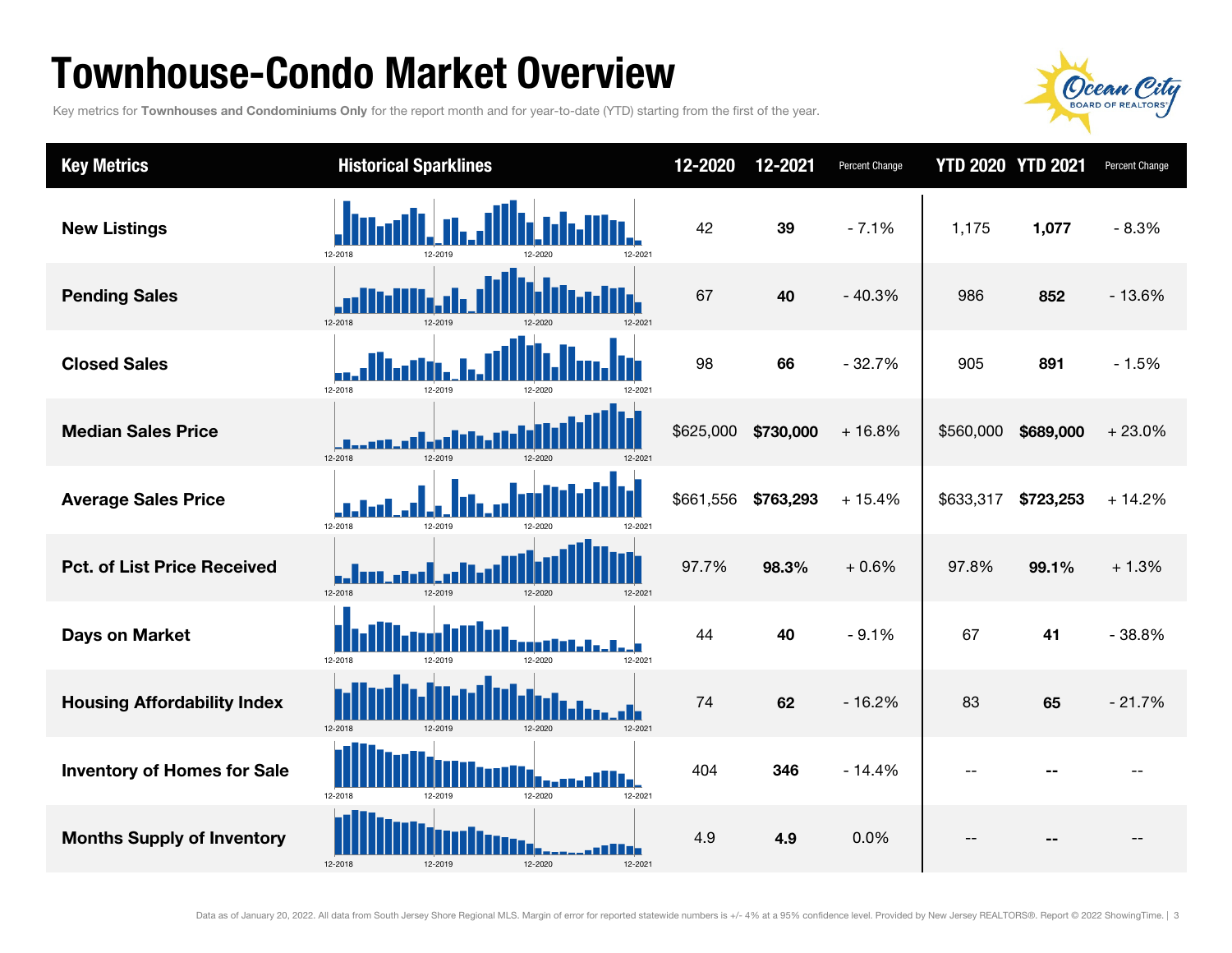# Townhouse-Condo Market Overview

Key metrics for **Townhouses and Condominiums Only** for the report month and for year-to-date (YTD) starting from the first of the year.

| Key Metrics | Historical Sparklines | 12-2020 | 12-2021 | Percent Change | YTD 2020 | YTD 2021 | Percent Change |
|---|---|---|---|---|---|---|---|
| **New Listings** | 12-2018 12-2019 12-2020 12-2021 | 42 | **39** | - 7.1% | 1,175 | **1,077** | - 8.3% |
| **Pending Sales** | 12-2018 12-2019 12-2020 12-2021 | 67 | **40** | - 40.3% | 986 | **852** | - 13.6% |
| **Closed Sales** | 12-2018 12-2019 12-2020 12-2021 | 98 | **66** | - 32.7% | 905 | **891** | - 1.5% |
| **Median Sales Price** | 12-2018 12-2019 12-2020 12-2021 | $625,000 | **$730,000** | + 16.8% | $560,000 | **$689,000** | + 23.0% |
| **Average Sales Price** | 12-2018 12-2019 12-2020 12-2021 | $661,556 | **$763,293** | + 15.4% | $633,317 | **$723,253** | + 14.2% |
| **Pct. of List Price Received** | 12-2018 12-2019 12-2020 12-2021 | 97.7% | **98.3%** | + 0.6% | 97.8% | **99.1%** | + 1.3% |
| **Days on Market** | 12-2018 12-2019 12-2020 12-2021 | 44 | **40** | - 9.1% | 67 | **41** | - 38.8% |
| **Housing Affordability Index** | 12-2018 12-2019 12-2020 12-2021 | 74 | **62** | - 16.2% | 83 | **65** | - 21.7% |
| **Inventory of Homes for Sale** | 12-2018 12-2019 12-2020 12-2021 | 404 | **346** | - 14.4% | -- | **--** | -- |
| **Months Supply of Inventory** | 12-2018 12-2019 12-2020 12-2021 | 4.9 | **4.9** | 0.0% | -- | **--** | -- |

Data as of January 20, 2022. All data from South Jersey Shore Regional MLS. Margin of error for reported statewide numbers is +/- 4% at a 95% confidence level. Provided by New Jersey REALTORS®. Report © 2022 ShowingTime.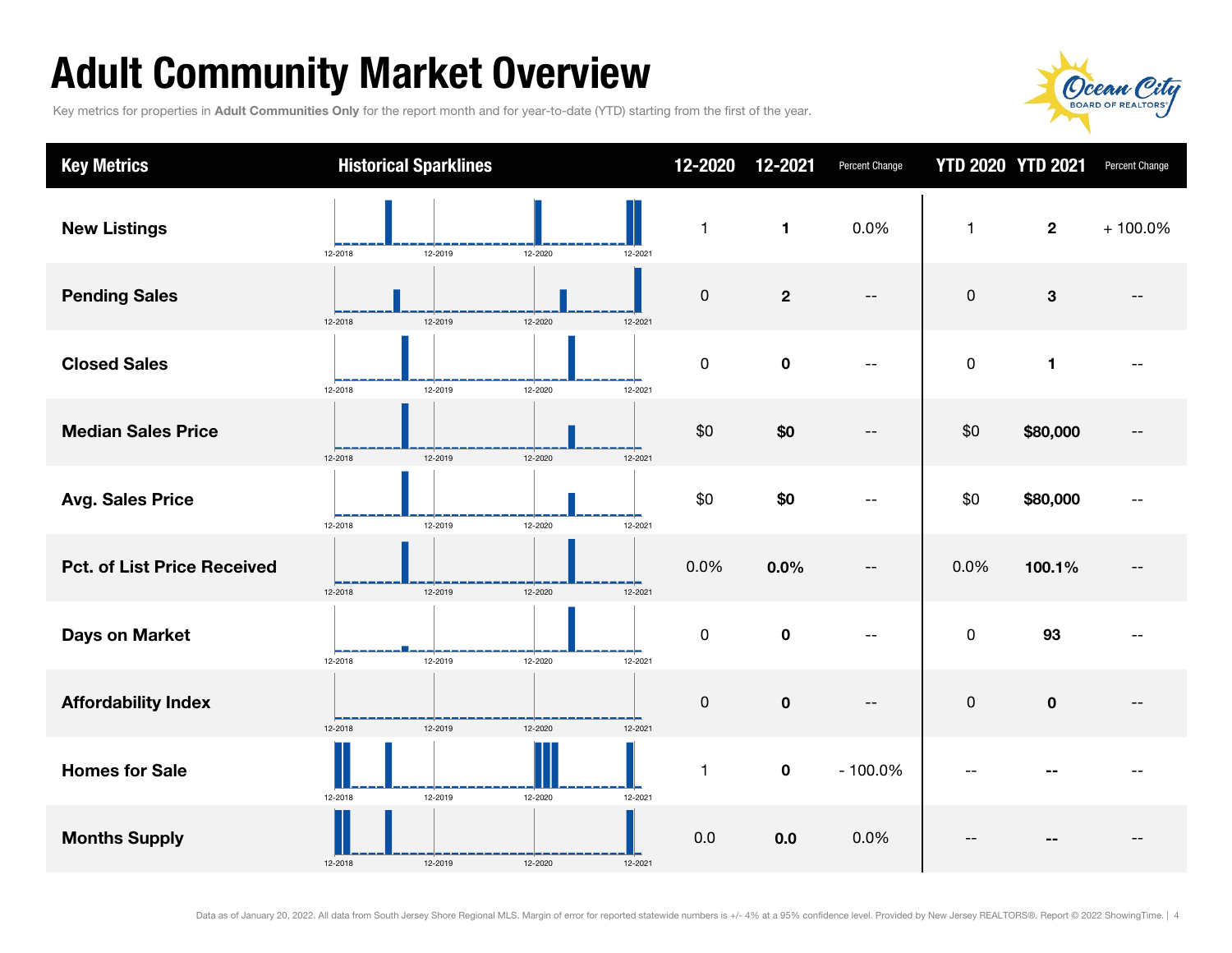# Adult Community Market Overview

Key metrics for properties in **Adult Communities Only** for the report month and for year-to-date (YTD) starting from the first of the year.

| Key Metrics | Historical Sparklines | 12-2020 | 12-2021 | Percent Change | YTD 2020 | YTD 2021 | Percent Change |
|---|---|---|---|---|---|---|---|
| **New Listings** | 12-2018 12-2019 12-2020 12-2021 | 1 | **1** | 0.0% | 1 | **2** | + 100.0% |
| **Pending Sales** | 12-2018 12-2019 12-2020 12-2021 | 0 | **2** | -- | 0 | **3** | -- |
| **Closed Sales** | 12-2018 12-2019 12-2020 12-2021 | 0 | **0** | -- | 0 | **1** | -- |
| **Median Sales Price** | 12-2018 12-2019 12-2020 12-2021 | $0 | **$0** | -- | $0 | **$80,000** | -- |
| **Avg. Sales Price** | 12-2018 12-2019 12-2020 12-2021 | $0 | **$0** | -- | $0 | **$80,000** | -- |
| **Pct. of List Price Received** | 12-2018 12-2019 12-2020 12-2021 | 0.0% | **0.0%** | -- | 0.0% | **100.1%** | -- |
| **Days on Market** | 12-2018 12-2019 12-2020 12-2021 | 0 | **0** | -- | 0 | **93** | -- |
| **Affordability Index** | 12-2018 12-2019 12-2020 12-2021 | 0 | **0** | -- | 0 | **0** | -- |
| **Homes for Sale** | 12-2018 12-2019 12-2020 12-2021 | 1 | **0** | - 100.0% | -- | **--** | -- |
| **Months Supply** | 12-2018 12-2019 12-2020 12-2021 | 0.0 | **0.0** | 0.0% | -- | **--** | -- |

Data as of January 20, 2022. All data from South Jersey Shore Regional MLS. Margin of error for reported statewide numbers is +/- 4% at a 95% confidence level. Provided by New Jersey REALTORS®. Report © 2022 ShowingTime.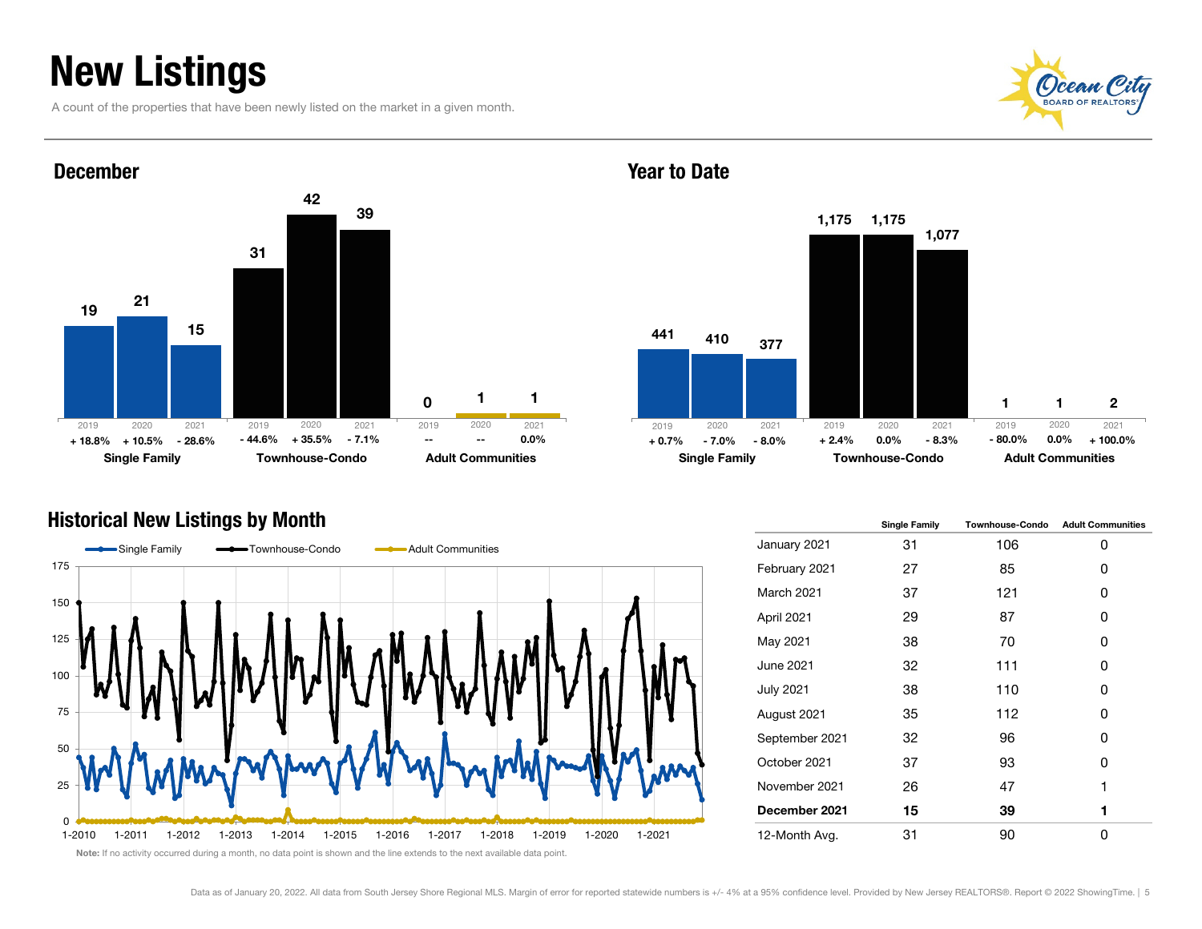# New Listings

A count of the properties that have been newly listed on the market in a given month.

## December

| | 2019 | 2020 | 2021 |
|---|---|---|---|
| Single Family | 19 (+ 18.8%) | 21 (+ 10.5%) | 15 (- 28.6%) |
| Townhouse-Condo | 31 (- 44.6%) | 42 (+ 35.5%) | 39 (- 7.1%) |
| Adult Communities | 0 (--) | 1 (--) | 1 (0.0%) |

## Year to Date

| | 2019 | 2020 | 2021 |
|---|---|---|---|
| Single Family | 441 (+ 0.7%) | 410 (- 7.0%) | 377 (- 8.0%) |
| Townhouse-Condo | 1,175 (+ 2.4%) | 1,175 (0.0%) | 1,077 (- 8.3%) |
| Adult Communities | 1 (- 80.0%) | 1 (0.0%) | 2 (+ 100.0%) |

## Historical New Listings by Month

| | Single Family | Townhouse-Condo | Adult Communities |
|---|---|---|---|
| January 2021 | 31 | 106 | 0 |
| February 2021 | 27 | 85 | 0 |
| March 2021 | 37 | 121 | 0 |
| April 2021 | 29 | 87 | 0 |
| May 2021 | 38 | 70 | 0 |
| June 2021 | 32 | 111 | 0 |
| July 2021 | 38 | 110 | 0 |
| August 2021 | 35 | 112 | 0 |
| September 2021 | 32 | 96 | 0 |
| October 2021 | 37 | 93 | 0 |
| November 2021 | 26 | 47 | 1 |
| **December 2021** | **15** | **39** | **1** |
| 12-Month Avg. | 31 | 90 | 0 |

**Note:** If no activity occurred during a month, no data point is shown and the line extends to the next available data point.

Data as of January 20, 2022. All data from South Jersey Shore Regional MLS. Margin of error for reported statewide numbers is +/- 4% at a 95% confidence level. Provided by New Jersey REALTORS®. Report © 2022 ShowingTime.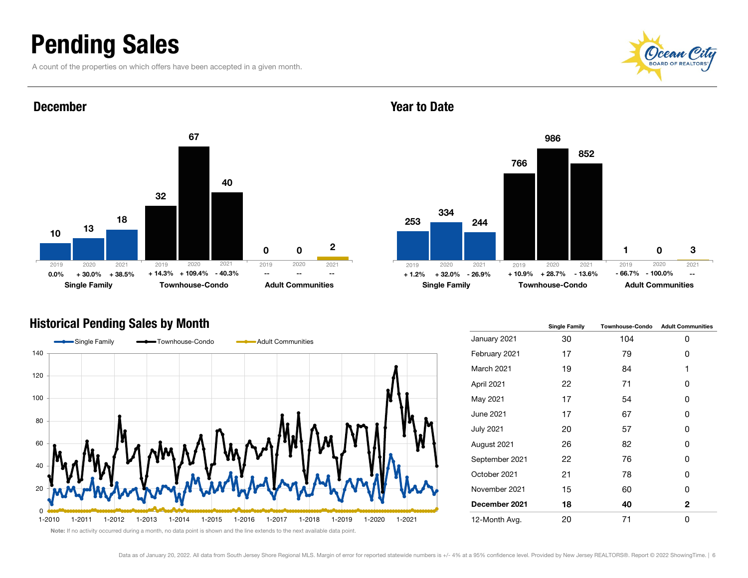# Pending Sales

A count of the properties on which offers have been accepted in a given month.

## December

| | 2019 | 2020 | 2021 |
|---|---|---|---|
| Single Family | 10 | 13 | 18 |
| | 0.0% | + 30.0% | + 38.5% |
| Townhouse-Condo | 32 | 67 | 40 |
| | + 14.3% | + 109.4% | - 40.3% |
| Adult Communities | 0 | 0 | 2 |
| | -- | -- | -- |

## Year to Date

| | 2019 | 2020 | 2021 |
|---|---|---|---|
| Single Family | 253 | 334 | 244 |
| | + 1.2% | + 32.0% | - 26.9% |
| Townhouse-Condo | 766 | 986 | 852 |
| | + 10.9% | + 28.7% | - 13.6% |
| Adult Communities | 1 | 0 | 3 |
| | - 66.7% | - 100.0% | -- |

## Historical Pending Sales by Month

Note: If no activity occurred during a month, no data point is shown and the line extends to the next available data point.

| | Single Family | Townhouse-Condo | Adult Communities |
|---|---|---|---|
| January 2021 | 30 | 104 | 0 |
| February 2021 | 17 | 79 | 0 |
| March 2021 | 19 | 84 | 1 |
| April 2021 | 22 | 71 | 0 |
| May 2021 | 17 | 54 | 0 |
| June 2021 | 17 | 67 | 0 |
| July 2021 | 20 | 57 | 0 |
| August 2021 | 26 | 82 | 0 |
| September 2021 | 22 | 76 | 0 |
| October 2021 | 21 | 78 | 0 |
| November 2021 | 15 | 60 | 0 |
| **December 2021** | **18** | **40** | **2** |
| 12-Month Avg. | 20 | 71 | 0 |

Data as of January 20, 2022. All data from South Jersey Shore Regional MLS. Margin of error for reported statewide numbers is +/- 4% at a 95% confidence level. Provided by New Jersey REALTORS®. Report © 2022 ShowingTime.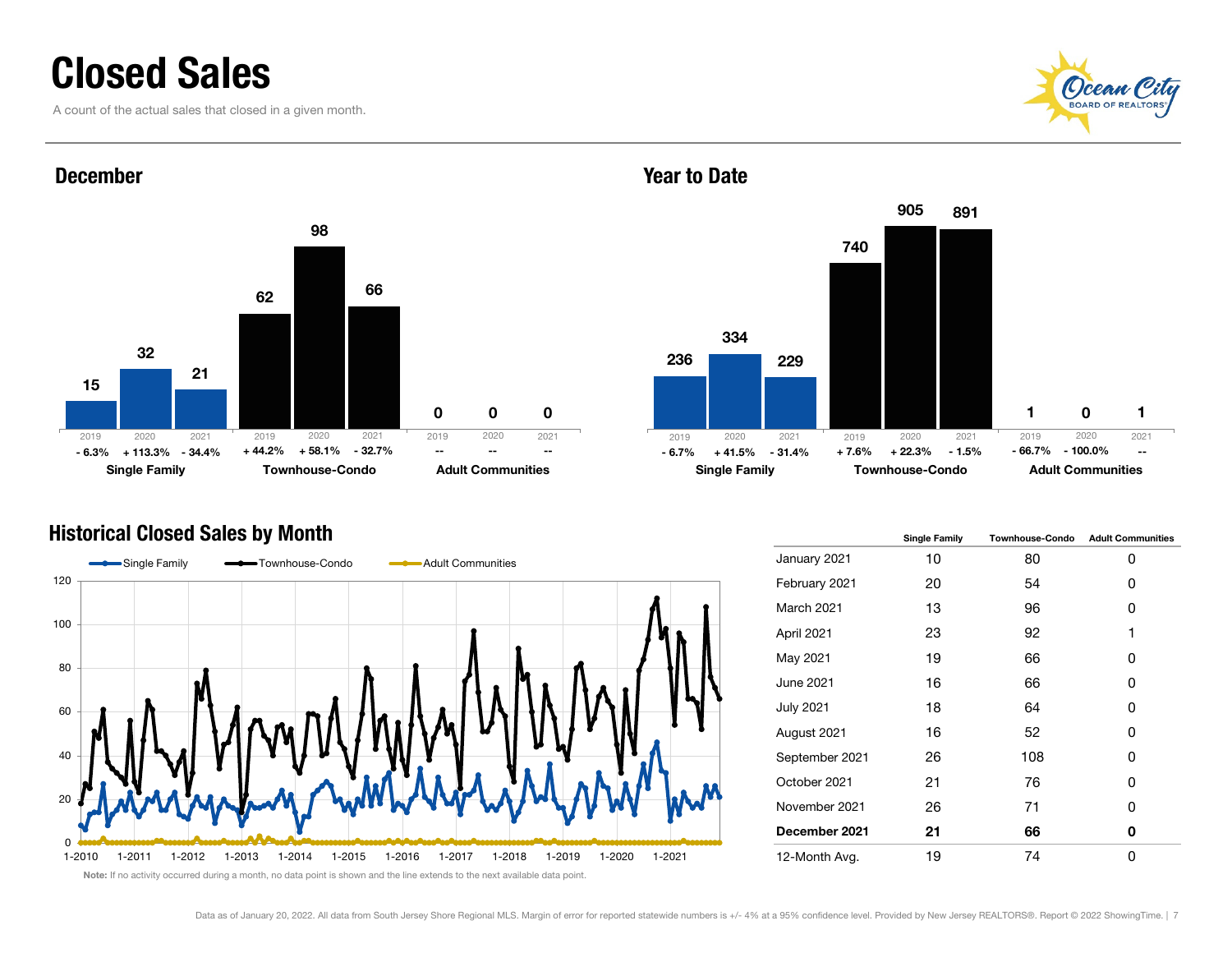# Closed Sales

A count of the actual sales that closed in a given month.

## December

| | 2019 | 2020 | 2021 |
|---|---|---|---|
| Single Family | 15 | 32 | 21 |
| | - 6.3% | + 113.3% | - 34.4% |
| Townhouse-Condo | 62 | 98 | 66 |
| | + 44.2% | + 58.1% | - 32.7% |
| Adult Communities | 0 | 0 | 0 |
| | -- | -- | -- |

## Year to Date

| | 2019 | 2020 | 2021 |
|---|---|---|---|
| Single Family | 236 | 334 | 229 |
| | - 6.7% | + 41.5% | - 31.4% |
| Townhouse-Condo | 740 | 905 | 891 |
| | + 7.6% | + 22.3% | - 1.5% |
| Adult Communities | 1 | 0 | 1 |
| | - 66.7% | - 100.0% | -- |

## Historical Closed Sales by Month

| | Single Family | Townhouse-Condo | Adult Communities |
|---|---|---|---|
| January 2021 | 10 | 80 | 0 |
| February 2021 | 20 | 54 | 0 |
| March 2021 | 13 | 96 | 0 |
| April 2021 | 23 | 92 | 1 |
| May 2021 | 19 | 66 | 0 |
| June 2021 | 16 | 66 | 0 |
| July 2021 | 18 | 64 | 0 |
| August 2021 | 16 | 52 | 0 |
| September 2021 | 26 | 108 | 0 |
| October 2021 | 21 | 76 | 0 |
| November 2021 | 26 | 71 | 0 |
| **December 2021** | **21** | **66** | **0** |
| 12-Month Avg. | 19 | 74 | 0 |

**Note:** If no activity occurred during a month, no data point is shown and the line extends to the next available data point.

Data as of January 20, 2022. All data from South Jersey Shore Regional MLS. Margin of error for reported statewide numbers is +/- 4% at a 95% confidence level. Provided by New Jersey REALTORS®. Report © 2022 ShowingTime.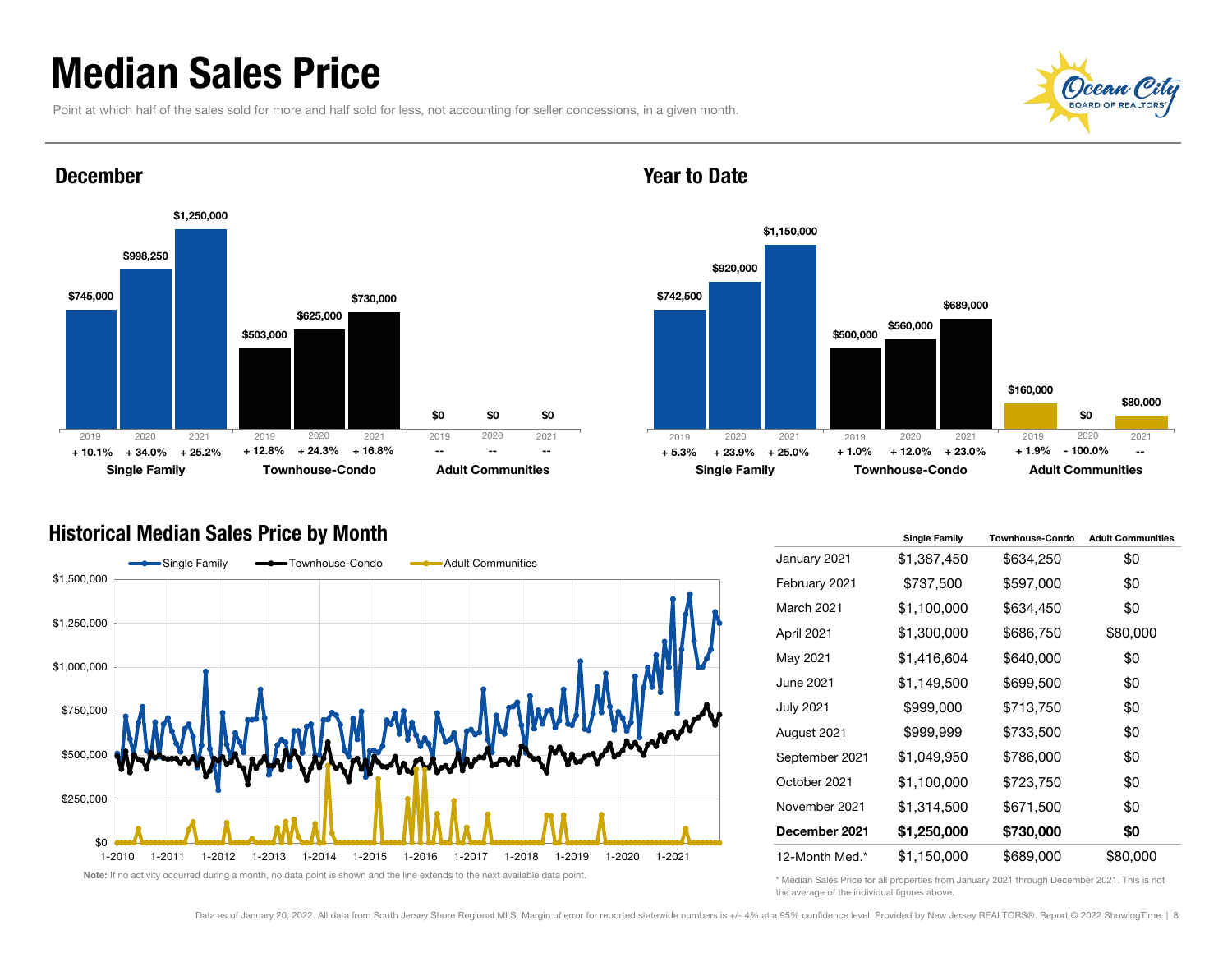# Median Sales Price

Point at which half of the sales sold for more and half sold for less, not accounting for seller concessions, in a given month.

## December

| | 2019 | 2020 | 2021 |
|---|---|---|---|
| **Single Family** | $745,000 | $998,250 | $1,250,000 |
| | + 10.1% | + 34.0% | + 25.2% |
| **Townhouse-Condo** | $503,000 | $625,000 | $730,000 |
| | + 12.8% | + 24.3% | + 16.8% |
| **Adult Communities** | $0 | $0 | $0 |
| | -- | -- | -- |

## Year to Date

| | 2019 | 2020 | 2021 |
|---|---|---|---|
| **Single Family** | $742,500 | $920,000 | $1,150,000 |
| | + 5.3% | + 23.9% | + 25.0% |
| **Townhouse-Condo** | $500,000 | $560,000 | $689,000 |
| | + 1.0% | + 12.0% | + 23.0% |
| **Adult Communities** | $160,000 | $0 | $80,000 |
| | + 1.9% | - 100.0% | -- |

## Historical Median Sales Price by Month

Note: If no activity occurred during a month, no data point is shown and the line extends to the next available data point.

| | Single Family | Townhouse-Condo | Adult Communities |
|---|---|---|---|
| January 2021 | $1,387,450 | $634,250 | $0 |
| February 2021 | $737,500 | $597,000 | $0 |
| March 2021 | $1,100,000 | $634,450 | $0 |
| April 2021 | $1,300,000 | $686,750 | $80,000 |
| May 2021 | $1,416,604 | $640,000 | $0 |
| June 2021 | $1,149,500 | $699,500 | $0 |
| July 2021 | $999,000 | $713,750 | $0 |
| August 2021 | $999,999 | $733,500 | $0 |
| September 2021 | $1,049,950 | $786,000 | $0 |
| October 2021 | $1,100,000 | $723,750 | $0 |
| November 2021 | $1,314,500 | $671,500 | $0 |
| **December 2021** | **$1,250,000** | **$730,000** | **$0** |
| 12-Month Med.* | $1,150,000 | $689,000 | $80,000 |

\* Median Sales Price for all properties from January 2021 through December 2021. This is not the average of the individual figures above.

Data as of January 20, 2022. All data from South Jersey Shore Regional MLS. Margin of error for reported statewide numbers is +/- 4% at a 95% confidence level. Provided by New Jersey REALTORS®. Report © 2022 ShowingTime.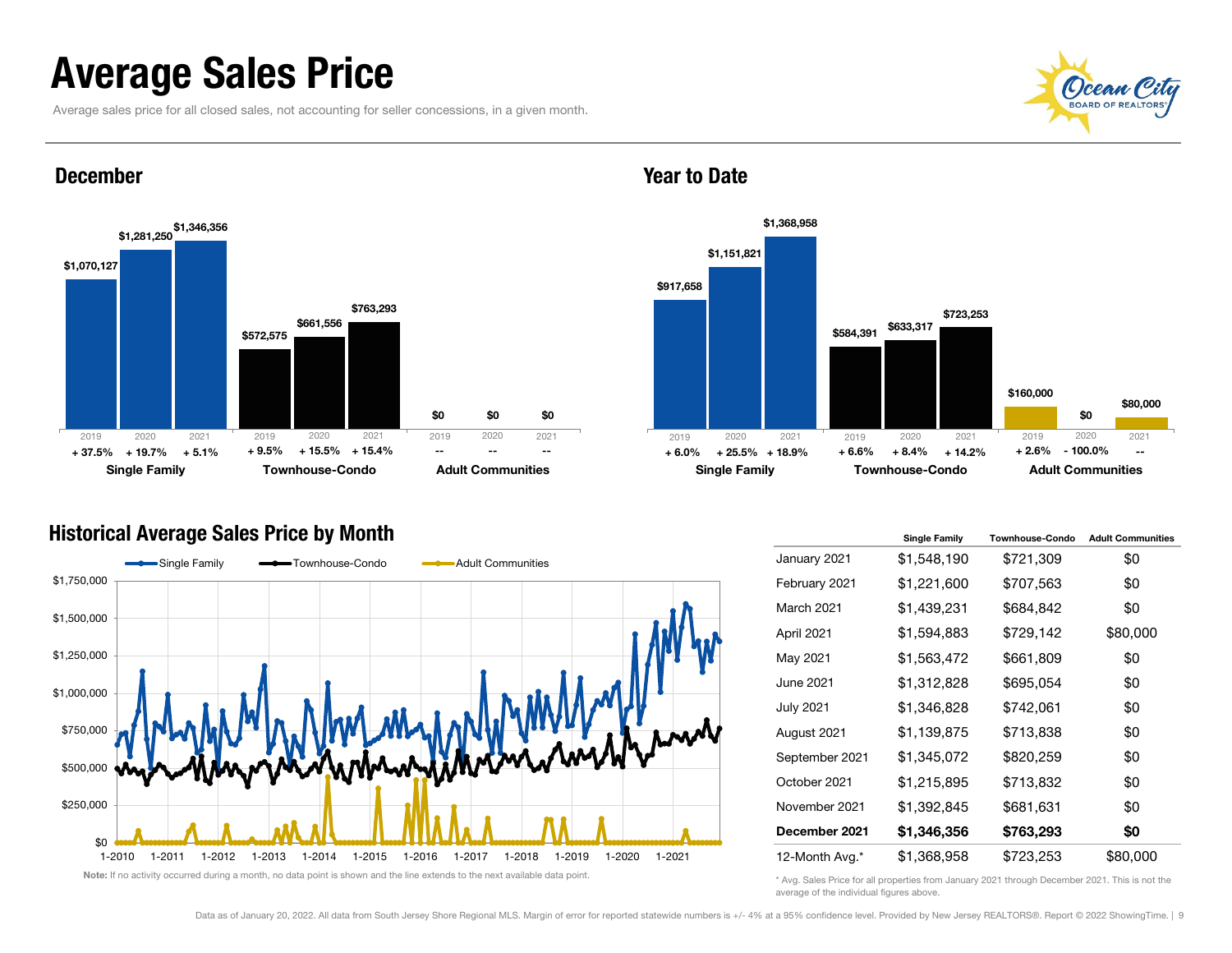# Average Sales Price

Average sales price for all closed sales, not accounting for seller concessions, in a given month.

## December

| | 2019 | 2020 | 2021 |
|---|---|---|---|
| Single Family | $1,070,127 | $1,281,250 | $1,346,356 |
| | + 37.5% | + 19.7% | + 5.1% |
| Townhouse-Condo | $572,575 | $661,556 | $763,293 |
| | + 9.5% | + 15.5% | + 15.4% |
| Adult Communities | $0 | $0 | $0 |
| | -- | -- | -- |

## Year to Date

| | 2019 | 2020 | 2021 |
|---|---|---|---|
| Single Family | $917,658 | $1,151,821 | $1,368,958 |
| | + 6.0% | + 25.5% | + 18.9% |
| Townhouse-Condo | $584,391 | $633,317 | $723,253 |
| | + 6.6% | + 8.4% | + 14.2% |
| Adult Communities | $160,000 | $0 | $80,000 |
| | + 2.6% | - 100.0% | -- |

## Historical Average Sales Price by Month

Note: If no activity occurred during a month, no data point is shown and the line extends to the next available data point.

| | Single Family | Townhouse-Condo | Adult Communities |
|---|---|---|---|
| January 2021 | $1,548,190 | $721,309 | $0 |
| February 2021 | $1,221,600 | $707,563 | $0 |
| March 2021 | $1,439,231 | $684,842 | $0 |
| April 2021 | $1,594,883 | $729,142 | $80,000 |
| May 2021 | $1,563,472 | $661,809 | $0 |
| June 2021 | $1,312,828 | $695,054 | $0 |
| July 2021 | $1,346,828 | $742,061 | $0 |
| August 2021 | $1,139,875 | $713,838 | $0 |
| September 2021 | $1,345,072 | $820,259 | $0 |
| October 2021 | $1,215,895 | $713,832 | $0 |
| November 2021 | $1,392,845 | $681,631 | $0 |
| **December 2021** | **$1,346,356** | **$763,293** | **$0** |
| 12-Month Avg.* | $1,368,958 | $723,253 | $80,000 |

\* Avg. Sales Price for all properties from January 2021 through December 2021. This is not the average of the individual figures above.

Data as of January 20, 2022. All data from South Jersey Shore Regional MLS. Margin of error for reported statewide numbers is +/- 4% at a 95% confidence level. Provided by New Jersey REALTORS®. Report © 2022 ShowingTime.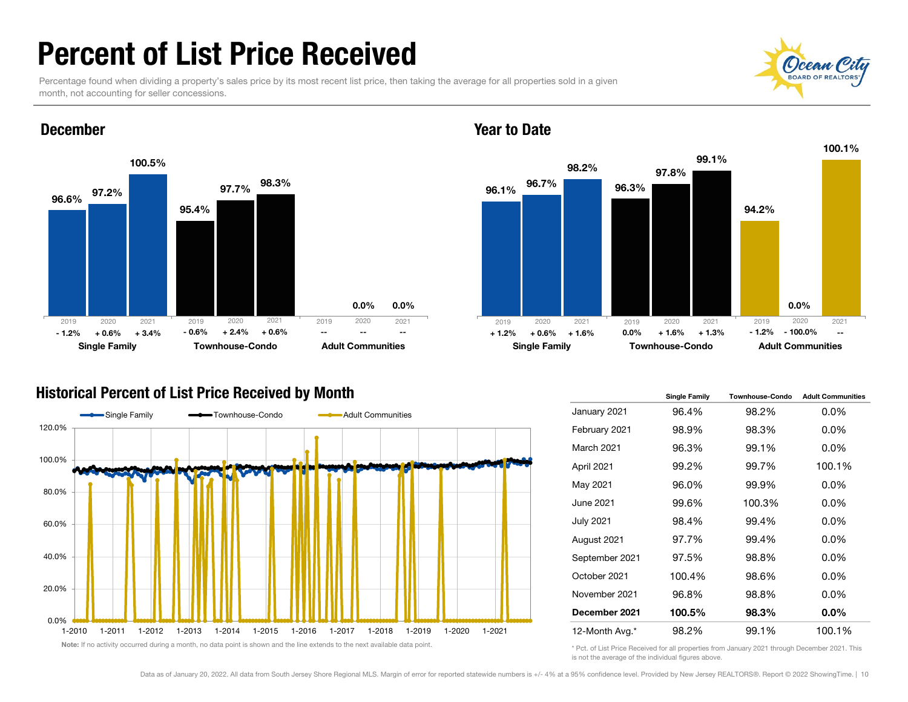# Percent of List Price Received

Percentage found when dividing a property's sales price by its most recent list price, then taking the average for all properties sold in a given month, not accounting for seller concessions.

## December

| | 2019 | 2020 | 2021 |
|---|---|---|---|
| Single Family | 96.6% (- 1.2%) | 97.2% (+ 0.6%) | 100.5% (+ 3.4%) |
| Townhouse-Condo | 95.4% (- 0.6%) | 97.7% (+ 2.4%) | 98.3% (+ 0.6%) |
| Adult Communities | -- | 0.0% (--) | 0.0% (--) |

## Year to Date

| | 2019 | 2020 | 2021 |
|---|---|---|---|
| Single Family | 96.1% (+ 1.2%) | 96.7% (+ 0.6%) | 98.2% (+ 1.6%) |
| Townhouse-Condo | 96.3% (0.0%) | 97.8% (+ 1.6%) | 99.1% (+ 1.3%) |
| Adult Communities | 94.2% (- 1.2%) | 0.0% (- 100.0%) | 100.1% (--) |

## Historical Percent of List Price Received by Month

Note: If no activity occurred during a month, no data point is shown and the line extends to the next available data point.

| | Single Family | Townhouse-Condo | Adult Communities |
|---|---|---|---|
| January 2021 | 96.4% | 98.2% | 0.0% |
| February 2021 | 98.9% | 98.3% | 0.0% |
| March 2021 | 96.3% | 99.1% | 0.0% |
| April 2021 | 99.2% | 99.7% | 100.1% |
| May 2021 | 96.0% | 99.9% | 0.0% |
| June 2021 | 99.6% | 100.3% | 0.0% |
| July 2021 | 98.4% | 99.4% | 0.0% |
| August 2021 | 97.7% | 99.4% | 0.0% |
| September 2021 | 97.5% | 98.8% | 0.0% |
| October 2021 | 100.4% | 98.6% | 0.0% |
| November 2021 | 96.8% | 98.8% | 0.0% |
| **December 2021** | **100.5%** | **98.3%** | **0.0%** |
| 12-Month Avg.* | 98.2% | 99.1% | 100.1% |

\* Pct. of List Price Received for all properties from January 2021 through December 2021. This is not the average of the individual figures above.

Data as of January 20, 2022. All data from South Jersey Shore Regional MLS. Margin of error for reported statewide numbers is +/- 4% at a 95% confidence level. Provided by New Jersey REALTORS®. Report © 2022 ShowingTime.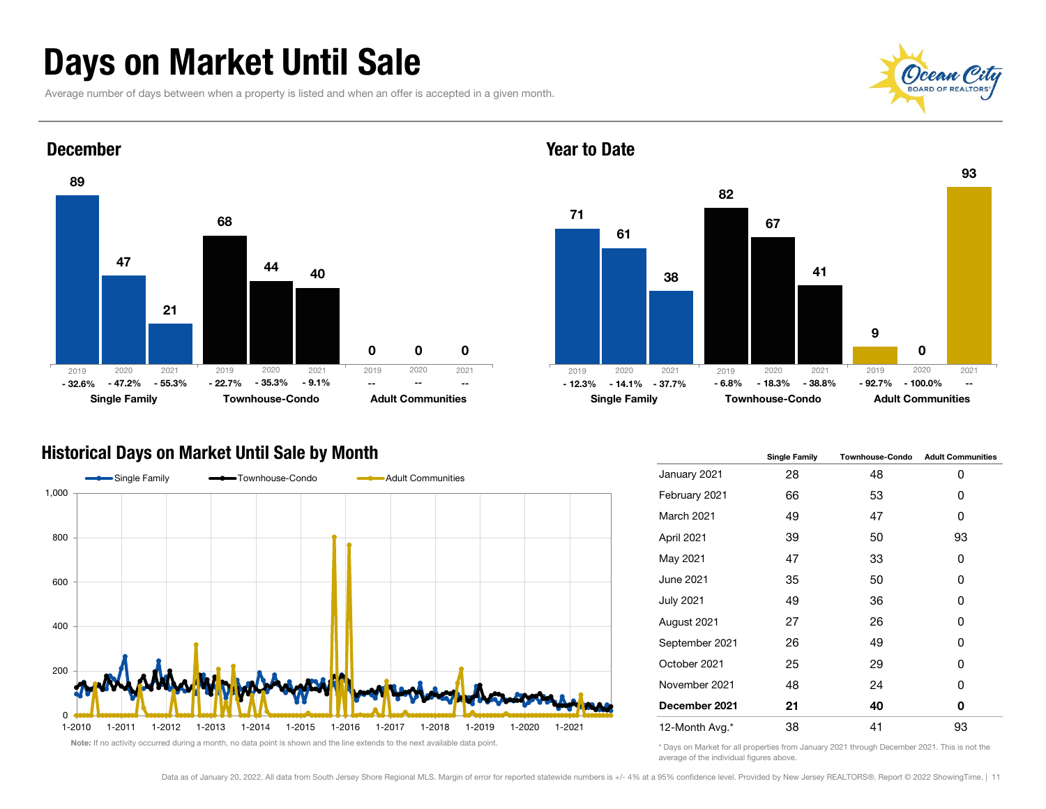# Days on Market Until Sale

Average number of days between when a property is listed and when an offer is accepted in a given month.

## December

| | 2019 | 2020 | 2021 |
|---|---|---|---|
| Single Family | 89 | 47 | 21 |
| | - 32.6% | - 47.2% | - 55.3% |
| Townhouse-Condo | 68 | 44 | 40 |
| | - 22.7% | - 35.3% | - 9.1% |
| Adult Communities | 0 | 0 | 0 |
| | -- | -- | -- |

## Year to Date

| | 2019 | 2020 | 2021 |
|---|---|---|---|
| Single Family | 71 | 61 | 38 |
| | - 12.3% | - 14.1% | - 37.7% |
| Townhouse-Condo | 82 | 67 | 41 |
| | - 6.8% | - 18.3% | - 38.8% |
| Adult Communities | 9 | 0 | 93 |
| | - 92.7% | - 100.0% | -- |

## Historical Days on Market Until Sale by Month

Note: If no activity occurred during a month, no data point is shown and the line extends to the next available data point.

| | Single Family | Townhouse-Condo | Adult Communities |
|---|---|---|---|
| January 2021 | 28 | 48 | 0 |
| February 2021 | 66 | 53 | 0 |
| March 2021 | 49 | 47 | 0 |
| April 2021 | 39 | 50 | 93 |
| May 2021 | 47 | 33 | 0 |
| June 2021 | 35 | 50 | 0 |
| July 2021 | 49 | 36 | 0 |
| August 2021 | 27 | 26 | 0 |
| September 2021 | 26 | 49 | 0 |
| October 2021 | 25 | 29 | 0 |
| November 2021 | 48 | 24 | 0 |
| **December 2021** | **21** | **40** | **0** |
| 12-Month Avg.* | 38 | 41 | 93 |

\* Days on Market for all properties from January 2021 through December 2021. This is not the average of the individual figures above.

Data as of January 20, 2022. All data from South Jersey Shore Regional MLS. Margin of error for reported statewide numbers is +/- 4% at a 95% confidence level. Provided by New Jersey REALTORS®. Report © 2022 ShowingTime.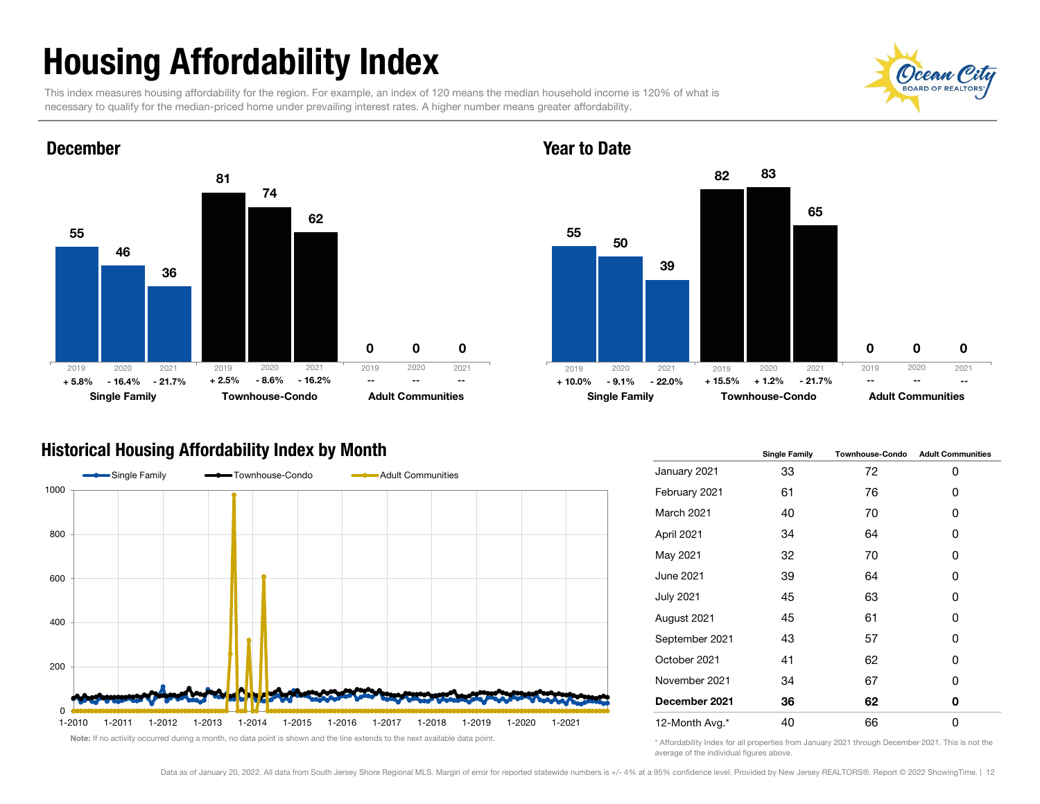# Housing Affordability Index

This index measures housing affordability for the region. For example, an index of 120 means the median household income is 120% of what is necessary to qualify for the median-priced home under prevailing interest rates. A higher number means greater affordability.

## December

| | 2019 | 2020 | 2021 |
|---|---|---|---|
| Single Family | 55 (+ 5.8%) | 46 (- 16.4%) | 36 (- 21.7%) |
| Townhouse-Condo | 81 (+ 2.5%) | 74 (- 8.6%) | 62 (- 16.2%) |
| Adult Communities | 0 (--) | 0 (--) | 0 (--) |

## Year to Date

| | 2019 | 2020 | 2021 |
|---|---|---|---|
| Single Family | 55 (+ 10.0%) | 50 (- 9.1%) | 39 (- 22.0%) |
| Townhouse-Condo | 82 (+ 15.5%) | 83 (+ 1.2%) | 65 (- 21.7%) |
| Adult Communities | 0 (--) | 0 (--) | 0 (--) |

## Historical Housing Affordability Index by Month

Note: If no activity occurred during a month, no data point is shown and the line extends to the next available data point.

| | Single Family | Townhouse-Condo | Adult Communities |
|---|---|---|---|
| January 2021 | 33 | 72 | 0 |
| February 2021 | 61 | 76 | 0 |
| March 2021 | 40 | 70 | 0 |
| April 2021 | 34 | 64 | 0 |
| May 2021 | 32 | 70 | 0 |
| June 2021 | 39 | 64 | 0 |
| July 2021 | 45 | 63 | 0 |
| August 2021 | 45 | 61 | 0 |
| September 2021 | 43 | 57 | 0 |
| October 2021 | 41 | 62 | 0 |
| November 2021 | 34 | 67 | 0 |
| **December 2021** | **36** | **62** | **0** |
| 12-Month Avg.* | 40 | 66 | 0 |

\* Affordability Index for all properties from January 2021 through December 2021. This is not the average of the individual figures above.

Data as of January 20, 2022. All data from South Jersey Shore Regional MLS. Margin of error for reported statewide numbers is +/- 4% at a 95% confidence level. Provided by New Jersey REALTORS®. Report © 2022 ShowingTime.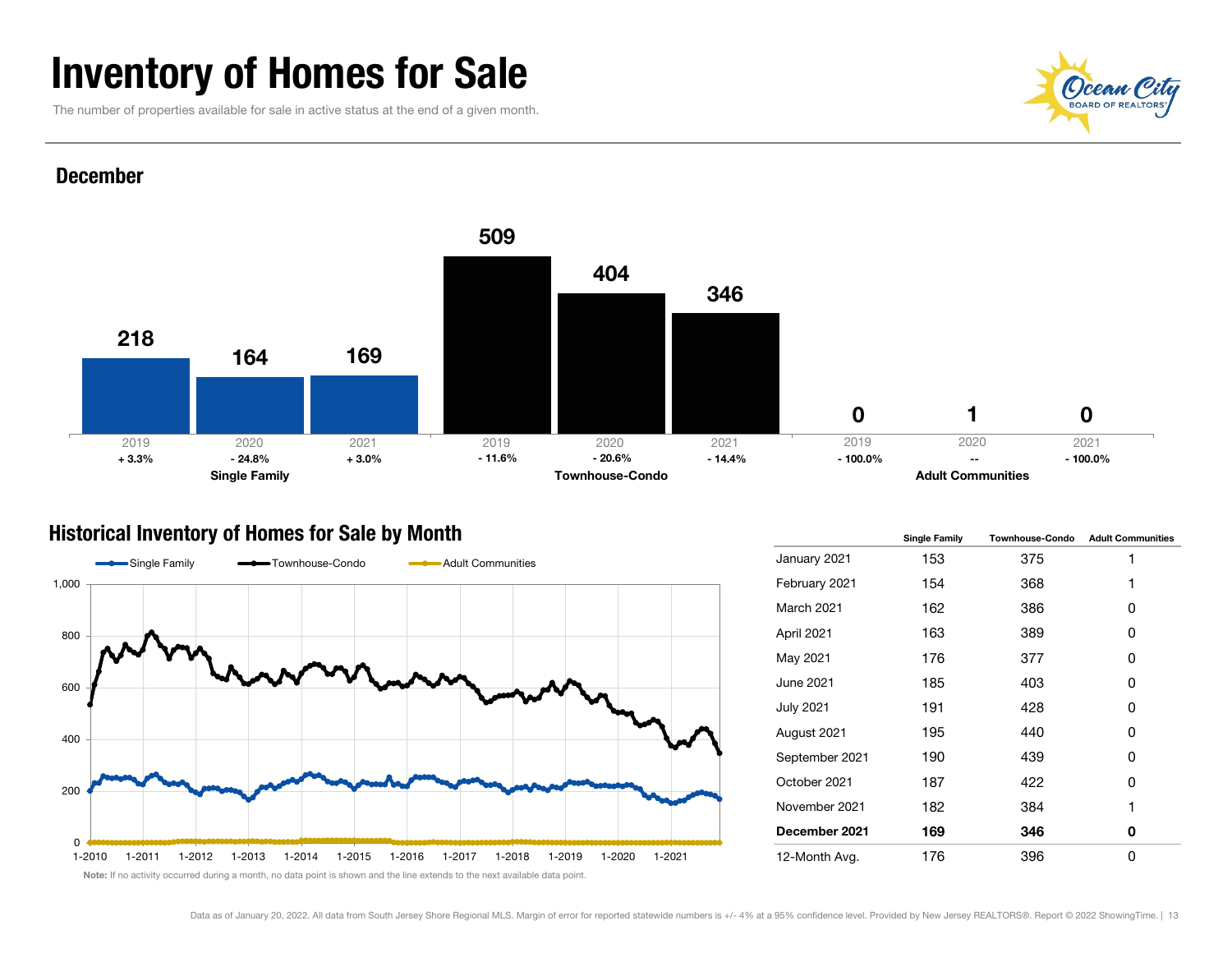# Inventory of Homes for Sale

The number of properties available for sale in active status at the end of a given month.

## December

| | 2019 | 2020 | 2021 |
|---|---|---|---|
| **Single Family** | 218 | 164 | 169 |
| | + 3.3% | - 24.8% | + 3.0% |
| **Townhouse-Condo** | 509 | 404 | 346 |
| | - 11.6% | - 20.6% | - 14.4% |
| **Adult Communities** | 0 | 1 | 0 |
| | - 100.0% | -- | - 100.0% |

## Historical Inventory of Homes for Sale by Month

Single Family / Townhouse-Condo / Adult Communities

**Note:** If no activity occurred during a month, no data point is shown and the line extends to the next available data point.

| | Single Family | Townhouse-Condo | Adult Communities |
|---|---|---|---|
| January 2021 | 153 | 375 | 1 |
| February 2021 | 154 | 368 | 1 |
| March 2021 | 162 | 386 | 0 |
| April 2021 | 163 | 389 | 0 |
| May 2021 | 176 | 377 | 0 |
| June 2021 | 185 | 403 | 0 |
| July 2021 | 191 | 428 | 0 |
| August 2021 | 195 | 440 | 0 |
| September 2021 | 190 | 439 | 0 |
| October 2021 | 187 | 422 | 0 |
| November 2021 | 182 | 384 | 1 |
| **December 2021** | **169** | **346** | **0** |
| 12-Month Avg. | 176 | 396 | 0 |

Data as of January 20, 2022. All data from South Jersey Shore Regional MLS. Margin of error for reported statewide numbers is +/- 4% at a 95% confidence level. Provided by New Jersey REALTORS®. Report © 2022 ShowingTime.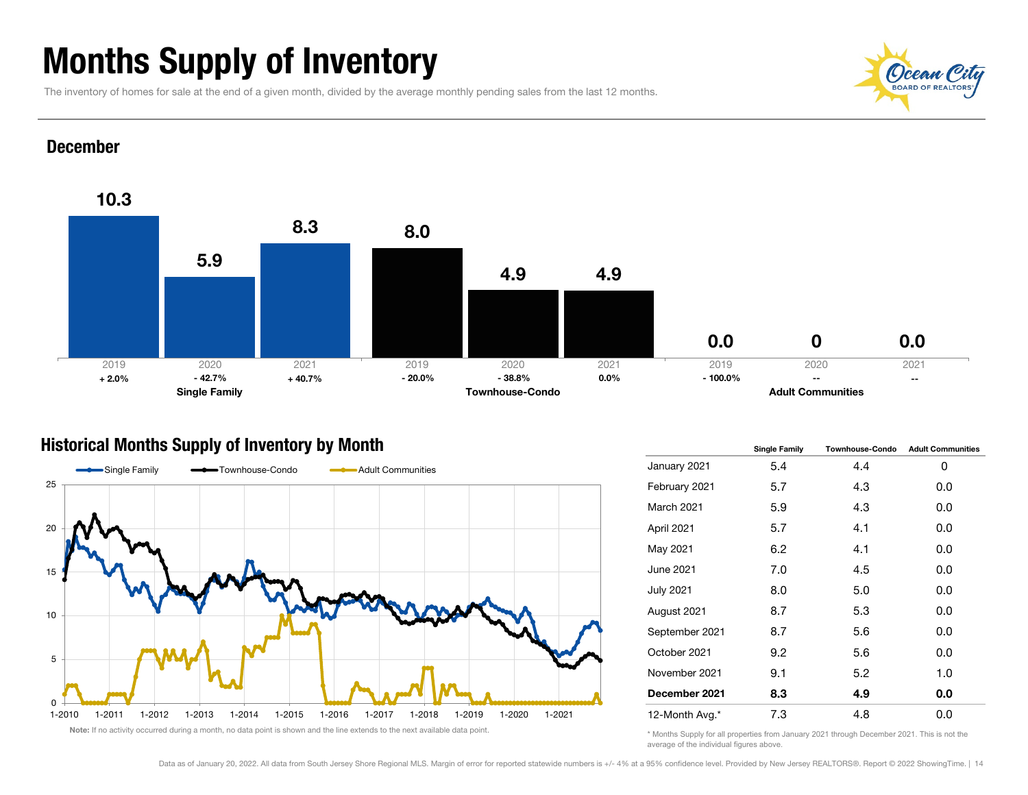# Months Supply of Inventory

The inventory of homes for sale at the end of a given month, divided by the average monthly pending sales from the last 12 months.

## December

| | 2019 | 2020 | 2021 |
|---|---|---|---|
| **Single Family** | 10.3 | 5.9 | 8.3 |
| Change | + 2.0% | - 42.7% | + 40.7% |
| **Townhouse-Condo** | 8.0 | 4.9 | 4.9 |
| Change | - 20.0% | - 38.8% | 0.0% |
| **Adult Communities** | 0.0 | 0 | 0.0 |
| Change | - 100.0% | -- | -- |

## Historical Months Supply of Inventory by Month

Single Family / Townhouse-Condo / Adult Communities

**Note:** If no activity occurred during a month, no data point is shown and the line extends to the next available data point.

| | Single Family | Townhouse-Condo | Adult Communities |
|---|---|---|---|
| January 2021 | 5.4 | 4.4 | 0 |
| February 2021 | 5.7 | 4.3 | 0.0 |
| March 2021 | 5.9 | 4.3 | 0.0 |
| April 2021 | 5.7 | 4.1 | 0.0 |
| May 2021 | 6.2 | 4.1 | 0.0 |
| June 2021 | 7.0 | 4.5 | 0.0 |
| July 2021 | 8.0 | 5.0 | 0.0 |
| August 2021 | 8.7 | 5.3 | 0.0 |
| September 2021 | 8.7 | 5.6 | 0.0 |
| October 2021 | 9.2 | 5.6 | 0.0 |
| November 2021 | 9.1 | 5.2 | 1.0 |
| **December 2021** | **8.3** | **4.9** | **0.0** |
| 12-Month Avg.* | 7.3 | 4.8 | 0.0 |

* Months Supply for all properties from January 2021 through December 2021. This is not the average of the individual figures above.

Data as of January 20, 2022. All data from South Jersey Shore Regional MLS. Margin of error for reported statewide numbers is +/- 4% at a 95% confidence level. Provided by New Jersey REALTORS®. Report © 2022 ShowingTime.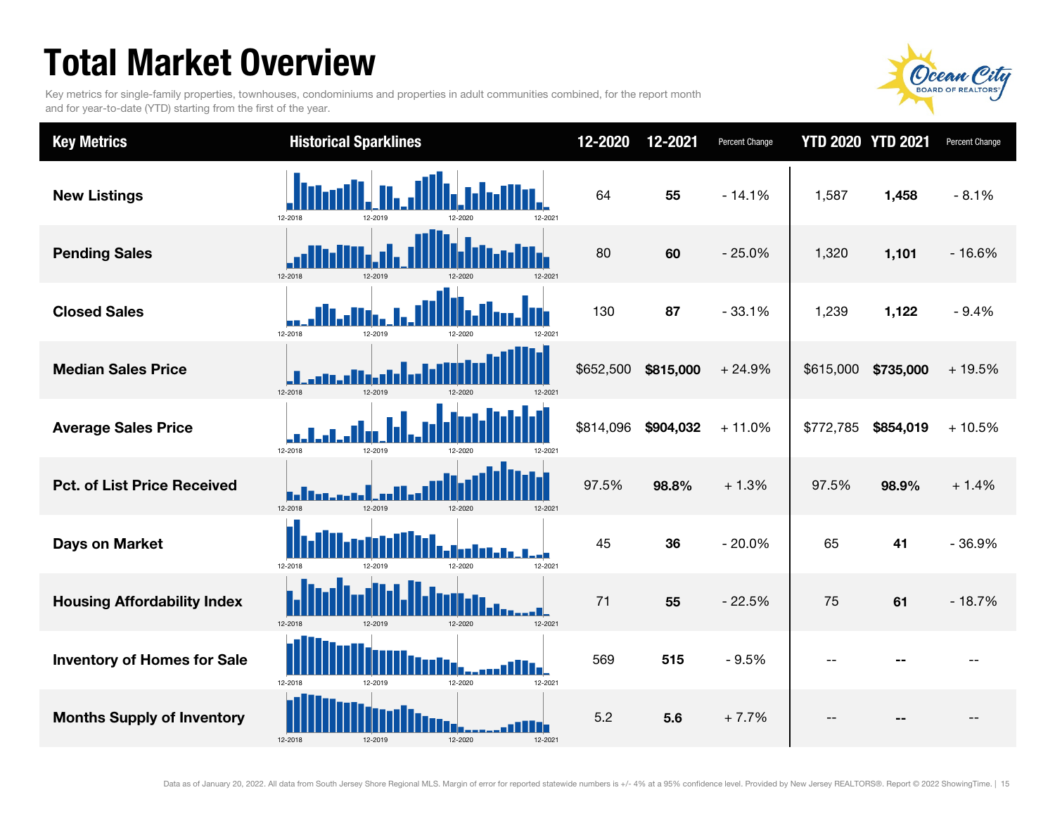# Total Market Overview

Key metrics for single-family properties, townhouses, condominiums and properties in adult communities combined, for the report month and for year-to-date (YTD) starting from the first of the year.

| Key Metrics | Historical Sparklines | 12-2020 | 12-2021 | Percent Change | YTD 2020 | YTD 2021 | Percent Change |
|---|---|---|---|---|---|---|---|
| New Listings | 12-2018 12-2019 12-2020 12-2021 | 64 | **55** | - 14.1% | 1,587 | **1,458** | - 8.1% |
| Pending Sales | 12-2018 12-2019 12-2020 12-2021 | 80 | **60** | - 25.0% | 1,320 | **1,101** | - 16.6% |
| Closed Sales | 12-2018 12-2019 12-2020 12-2021 | 130 | **87** | - 33.1% | 1,239 | **1,122** | - 9.4% |
| Median Sales Price | 12-2018 12-2019 12-2020 12-2021 | $652,500 | **$815,000** | + 24.9% | $615,000 | **$735,000** | + 19.5% |
| Average Sales Price | 12-2018 12-2019 12-2020 12-2021 | $814,096 | **$904,032** | + 11.0% | $772,785 | **$854,019** | + 10.5% |
| Pct. of List Price Received | 12-2018 12-2019 12-2020 12-2021 | 97.5% | **98.8%** | + 1.3% | 97.5% | **98.9%** | + 1.4% |
| Days on Market | 12-2018 12-2019 12-2020 12-2021 | 45 | **36** | - 20.0% | 65 | **41** | - 36.9% |
| Housing Affordability Index | 12-2018 12-2019 12-2020 12-2021 | 71 | **55** | - 22.5% | 75 | **61** | - 18.7% |
| Inventory of Homes for Sale | 12-2018 12-2019 12-2020 12-2021 | 569 | **515** | - 9.5% | -- | **--** | -- |
| Months Supply of Inventory | 12-2018 12-2019 12-2020 12-2021 | 5.2 | **5.6** | + 7.7% | -- | **--** | -- |

Data as of January 20, 2022. All data from South Jersey Shore Regional MLS. Margin of error for reported statewide numbers is +/- 4% at a 95% confidence level. Provided by New Jersey REALTORS®. Report © 2022 ShowingTime.